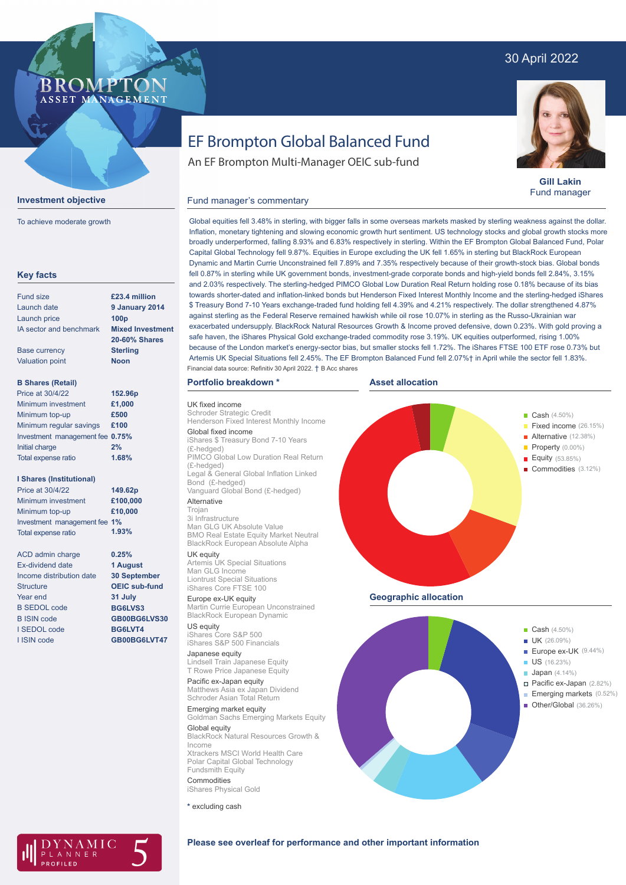# EF Brompton Global Balanced Fund

An EF Brompton Multi-Manager OEIC sub-fund

30 April 2022

**Gill Lakin**
Fund manager

## Investment objective

To achieve moderate growth

## Key facts

| | |
|---|---|
| Fund size | **£23.4 million** |
| Launch date | **9 January 2014** |
| Launch price | **100p** |
| IA sector and benchmark | **Mixed Investment 20-60% Shares** |
| Base currency | **Sterling** |
| Valuation point | **Noon** |

**B Shares (Retail)**

| | |
|---|---|
| Price at 30/4/22 | **152.96p** |
| Minimum investment | **£1,000** |
| Minimum top-up | **£500** |
| Minimum regular savings | **£100** |
| Investment management fee | **0.75%** |
| Initial charge | **2%** |
| Total expense ratio | **1.68%** |

**I Shares (Institutional)**

| | |
|---|---|
| Price at 30/4/22 | **149.62p** |
| Minimum investment | **£100,000** |
| Minimum top-up | **£10,000** |
| Investment management fee | **1%** |
| Total expense ratio | **1.93%** |

| | |
|---|---|
| ACD admin charge | **0.25%** |
| Ex-dividend date | **1 August** |
| Income distribution date | **30 September** |
| Structure | **OEIC sub-fund** |
| Year end | **31 July** |
| B SEDOL code | **BG6LVS3** |
| B ISIN code | **GB00BG6LVS30** |
| I SEDOL code | **BG6LVT4** |
| I ISIN code | **GB00BG6LVT47** |

## Fund manager's commentary

Global equities fell 3.48% in sterling, with bigger falls in some overseas markets masked by sterling weakness against the dollar. Inflation, monetary tightening and slowing economic growth hurt sentiment. US technology stocks and global growth stocks more broadly underperformed, falling 8.93% and 6.83% respectively in sterling. Within the EF Brompton Global Balanced Fund, Polar Capital Global Technology fell 9.87%. Equities in Europe excluding the UK fell 1.65% in sterling but BlackRock European Dynamic and Martin Currie Unconstrained fell 7.89% and 7.35% respectively because of their growth-stock bias. Global bonds fell 0.87% in sterling while UK government bonds, investment-grade corporate bonds and high-yield bonds fell 2.84%, 3.15% and 2.03% respectively. The sterling-hedged PIMCO Global Low Duration Real Return holding rose 0.18% because of its bias towards shorter-dated and inflation-linked bonds but Henderson Fixed Interest Monthly Income and the sterling-hedged iShares $ Treasury Bond 7-10 Years exchange-traded fund holding fell 4.39% and 4.21% respectively. The dollar strengthened 4.87% against sterling as the Federal Reserve remained hawkish while oil rose 10.07% in sterling as the Russo-Ukrainian war exacerbated undersupply. BlackRock Natural Resources Growth & Income proved defensive, down 0.23%. With gold proving a safe haven, the iShares Physical Gold exchange-traded commodity rose 3.19%. UK equities outperformed, rising 1.00% because of the London market's energy-sector bias, but smaller stocks fell 1.72%. The iShares FTSE 100 ETF rose 0.73% but Artemis UK Special Situations fell 2.45%. The EF Brompton Balanced Fund fell 2.07%† in April while the sector fell 1.83%.

Financial data source: Refinitiv 30 April 2022. † B Acc shares

## Portfolio breakdown *

**UK fixed income**
- Schroder Strategic Credit
- Henderson Fixed Interest Monthly Income

**Global fixed income**
- iShares $ Treasury Bond 7-10 Years (£-hedged)
- PIMCO Global Low Duration Real Return (£-hedged)
- Legal & General Global Inflation Linked Bond (£-hedged)
- Vanguard Global Bond (£-hedged)

**Alternative**
- Trojan
- 3i Infrastructure
- Man GLG UK Absolute Value
- BMO Real Estate Equity Market Neutral
- BlackRock European Absolute Alpha

**UK equity**
- Artemis UK Special Situations
- Man GLG Income
- Liontrust Special Situations
- iShares Core FTSE 100

**Europe ex-UK equity**
- Martin Currie European Unconstrained
- BlackRock European Dynamic

**US equity**
- iShares Core S&P 500
- iShares S&P 500 Financials

**Japanese equity**
- Lindsell Train Japanese Equity
- T Rowe Price Japanese Equity

**Pacific ex-Japan equity**
- Matthews Asia ex Japan Dividend
- Schroder Asian Total Return

**Emerging market equity**
- Goldman Sachs Emerging Markets Equity

**Global equity**
- BlackRock Natural Resources Growth & Income
- Xtrackers MSCI World Health Care
- Polar Capital Global Technology
- Fundsmith Equity

**Commodities**
- iShares Physical Gold

\* excluding cash

## Asset allocation

| Asset | Allocation |
|---|---|
| Cash | 4.50% |
| Fixed income | 26.15% |
| Alternative | 12.38% |
| Property | 0.00% |
| Equity | 53.85% |
| Commodities | 3.12% |

## Geographic allocation

| Region | Allocation |
|---|---|
| Cash | 4.50% |
| UK | 26.09% |
| Europe ex-UK | 9.44% |
| US | 16.23% |
| Japan | 4.14% |
| Pacific ex-Japan | 2.82% |
| Emerging markets | 0.52% |
| Other/Global | 36.26% |

**Please see overleaf for performance and other important information**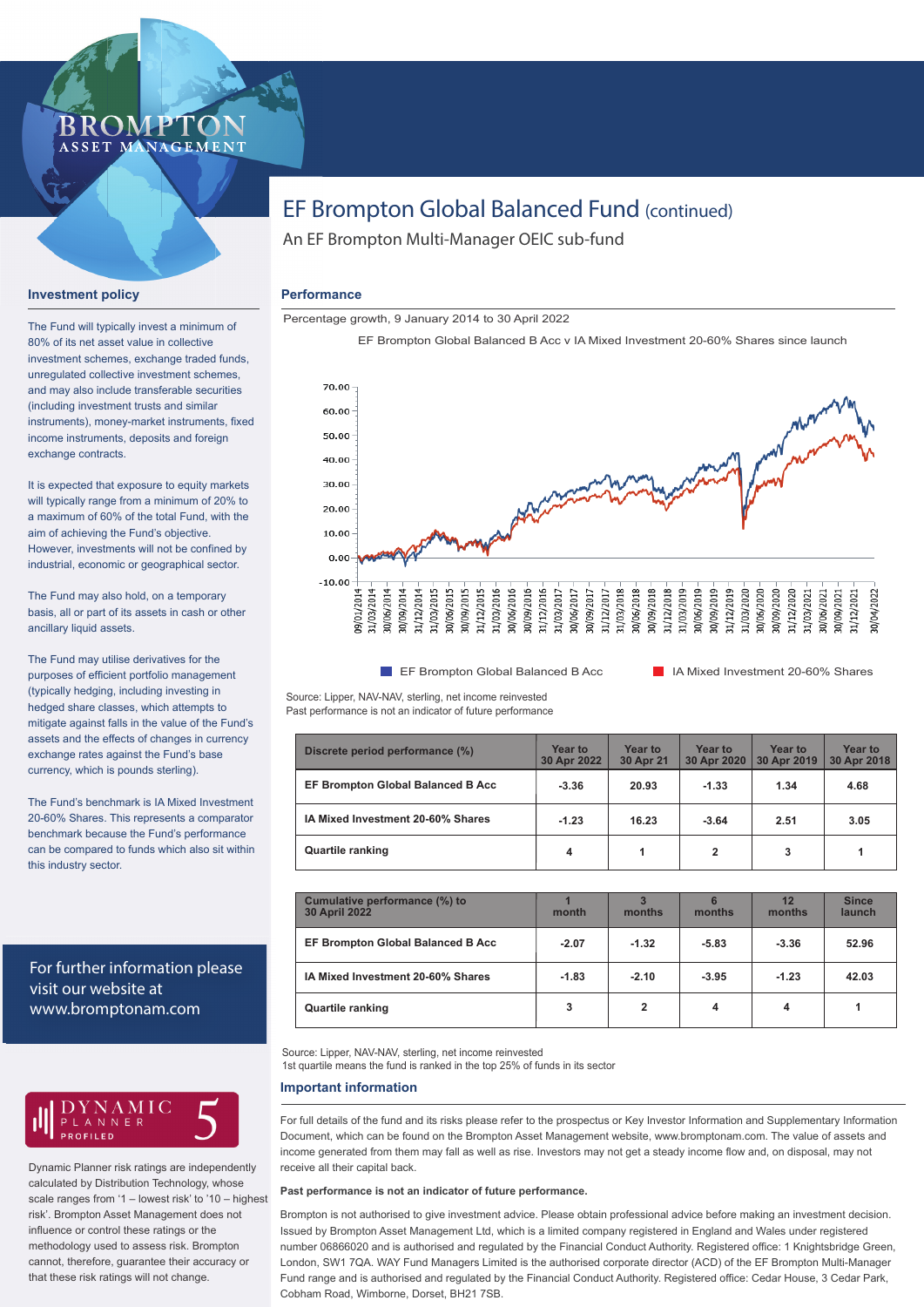BROMPTON
ASSET MANAGEMENT

# EF Brompton Global Balanced Fund (continued)

An EF Brompton Multi-Manager OEIC sub-fund

## Investment policy

The Fund will typically invest a minimum of 80% of its net asset value in collective investment schemes, exchange traded funds, unregulated collective investment schemes, and may also include transferable securities (including investment trusts and similar instruments), money-market instruments, fixed income instruments, deposits and foreign exchange contracts.

It is expected that exposure to equity markets will typically range from a minimum of 20% to a maximum of 60% of the total Fund, with the aim of achieving the Fund's objective. However, investments will not be confined by industrial, economic or geographical sector.

The Fund may also hold, on a temporary basis, all or part of its assets in cash or other ancillary liquid assets.

The Fund may utilise derivatives for the purposes of efficient portfolio management (typically hedging, including investing in hedged share classes, which attempts to mitigate against falls in the value of the Fund's assets and the effects of changes in currency exchange rates against the Fund's base currency, which is pounds sterling).

The Fund's benchmark is IA Mixed Investment 20-60% Shares. This represents a comparator benchmark because the Fund's performance can be compared to funds which also sit within this industry sector.

For further information please visit our website at www.bromptonam.com

DYNAMIC PLANNER PROFILED 5

Dynamic Planner risk ratings are independently calculated by Distribution Technology, whose scale ranges from '1 – lowest risk' to '10 – highest risk'. Brompton Asset Management does not influence or control these ratings or the methodology used to assess risk. Brompton cannot, therefore, guarantee their accuracy or that these risk ratings will not change.

## Performance

Percentage growth, 9 January 2014 to 30 April 2022

EF Brompton Global Balanced B Acc v IA Mixed Investment 20-60% Shares since launch

70.00
60.00
50.00
40.00
30.00
20.00
10.00
0.00
-10.00

09/01/2014 31/03/2014 30/06/2014 30/09/2014 31/12/2014 31/03/2015 30/06/2015 30/09/2015 31/12/2015 31/03/2016 30/06/2016 30/09/2016 31/12/2016 31/03/2017 30/06/2017 30/09/2017 31/12/2017 31/03/2018 30/06/2018 30/09/2018 31/12/2018 31/03/2019 30/06/2019 30/09/2019 31/12/2019 31/03/2020 30/06/2020 30/09/2020 31/12/2020 31/03/2021 30/06/2021 30/09/2021 31/12/2021 30/04/2022

EF Brompton Global Balanced B Acc
IA Mixed Investment 20-60% Shares

Source: Lipper, NAV-NAV, sterling, net income reinvested
Past performance is not an indicator of future performance

| Discrete period performance (%) | Year to 30 Apr 2022 | Year to 30 Apr 21 | Year to 30 Apr 2020 | Year to 30 Apr 2019 | Year to 30 Apr 2018 |
|---|---|---|---|---|---|
| EF Brompton Global Balanced B Acc | -3.36 | 20.93 | -1.33 | 1.34 | 4.68 |
| IA Mixed Investment 20-60% Shares | -1.23 | 16.23 | -3.64 | 2.51 | 3.05 |
| Quartile ranking | 4 | 1 | 2 | 3 | 1 |

| Cumulative performance (%) to 30 April 2022 | 1 month | 3 months | 6 months | 12 months | Since launch |
|---|---|---|---|---|---|
| EF Brompton Global Balanced B Acc | -2.07 | -1.32 | -5.83 | -3.36 | 52.96 |
| IA Mixed Investment 20-60% Shares | -1.83 | -2.10 | -3.95 | -1.23 | 42.03 |
| Quartile ranking | 3 | 2 | 4 | 4 | 1 |

Source: Lipper, NAV-NAV, sterling, net income reinvested
1st quartile means the fund is ranked in the top 25% of funds in its sector

## Important information

For full details of the fund and its risks please refer to the prospectus or Key Investor Information and Supplementary Information Document, which can be found on the Brompton Asset Management website, www.bromptonam.com. The value of assets and income generated from them may fall as well as rise. Investors may not get a steady income flow and, on disposal, may not receive all their capital back.

**Past performance is not an indicator of future performance.**

Brompton is not authorised to give investment advice. Please obtain professional advice before making an investment decision. Issued by Brompton Asset Management Ltd, which is a limited company registered in England and Wales under registered number 06866020 and is authorised and regulated by the Financial Conduct Authority. Registered office: 1 Knightsbridge Green, London, SW1 7QA. WAY Fund Managers Limited is the authorised corporate director (ACD) of the EF Brompton Multi-Manager Fund range and is authorised and regulated by the Financial Conduct Authority. Registered office: Cedar House, 3 Cedar Park, Cobham Road, Wimborne, Dorset, BH21 7SB.